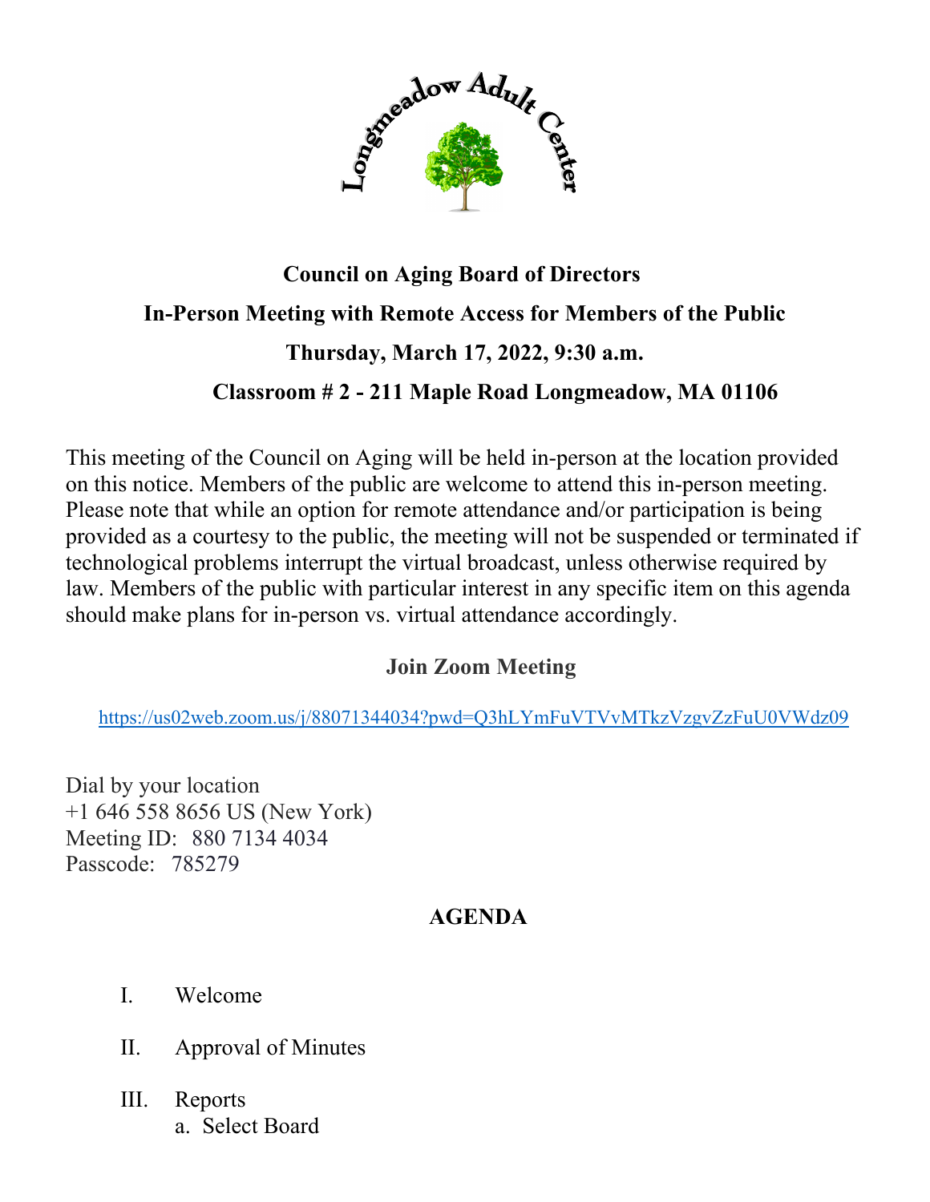Longmeadow Adult Center

**Council on Aging Board of Directors**

**In-Person Meeting with Remote Access for Members of the Public**

**Thursday, March 17, 2022, 9:30 a.m.**

**Classroom # 2 - 211 Maple Road Longmeadow, MA 01106**

This meeting of the Council on Aging will be held in-person at the location provided on this notice. Members of the public are welcome to attend this in-person meeting. Please note that while an option for remote attendance and/or participation is being provided as a courtesy to the public, the meeting will not be suspended or terminated if technological problems interrupt the virtual broadcast, unless otherwise required by law. Members of the public with particular interest in any specific item on this agenda should make plans for in-person vs. virtual attendance accordingly.

**Join Zoom Meeting**

https://us02web.zoom.us/j/88071344034?pwd=Q3hLYmFuVTVvMTkzVzgvZzFuU0VWdz09

Dial by your location
+1 646 558 8656 US (New York)
Meeting ID: 880 7134 4034
Passcode: 785279

**AGENDA**

I. Welcome

II. Approval of Minutes

III. Reports
   a. Select Board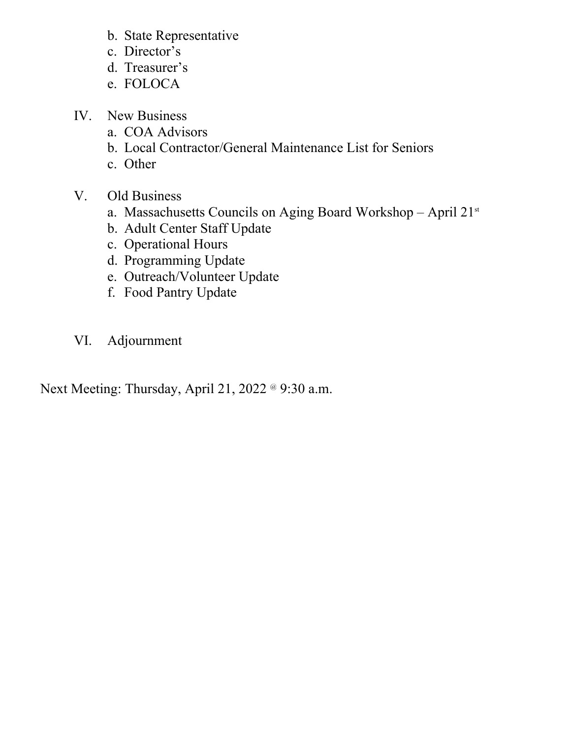b. State Representative
c. Director's
d. Treasurer's
e. FOLOCA

IV. New Business
a. COA Advisors
b. Local Contractor/General Maintenance List for Seniors
c. Other

V. Old Business
a. Massachusetts Councils on Aging Board Workshop – April 21st
b. Adult Center Staff Update
c. Operational Hours
d. Programming Update
e. Outreach/Volunteer Update
f. Food Pantry Update

VI. Adjournment

Next Meeting: Thursday, April 21, 2022 @ 9:30 a.m.